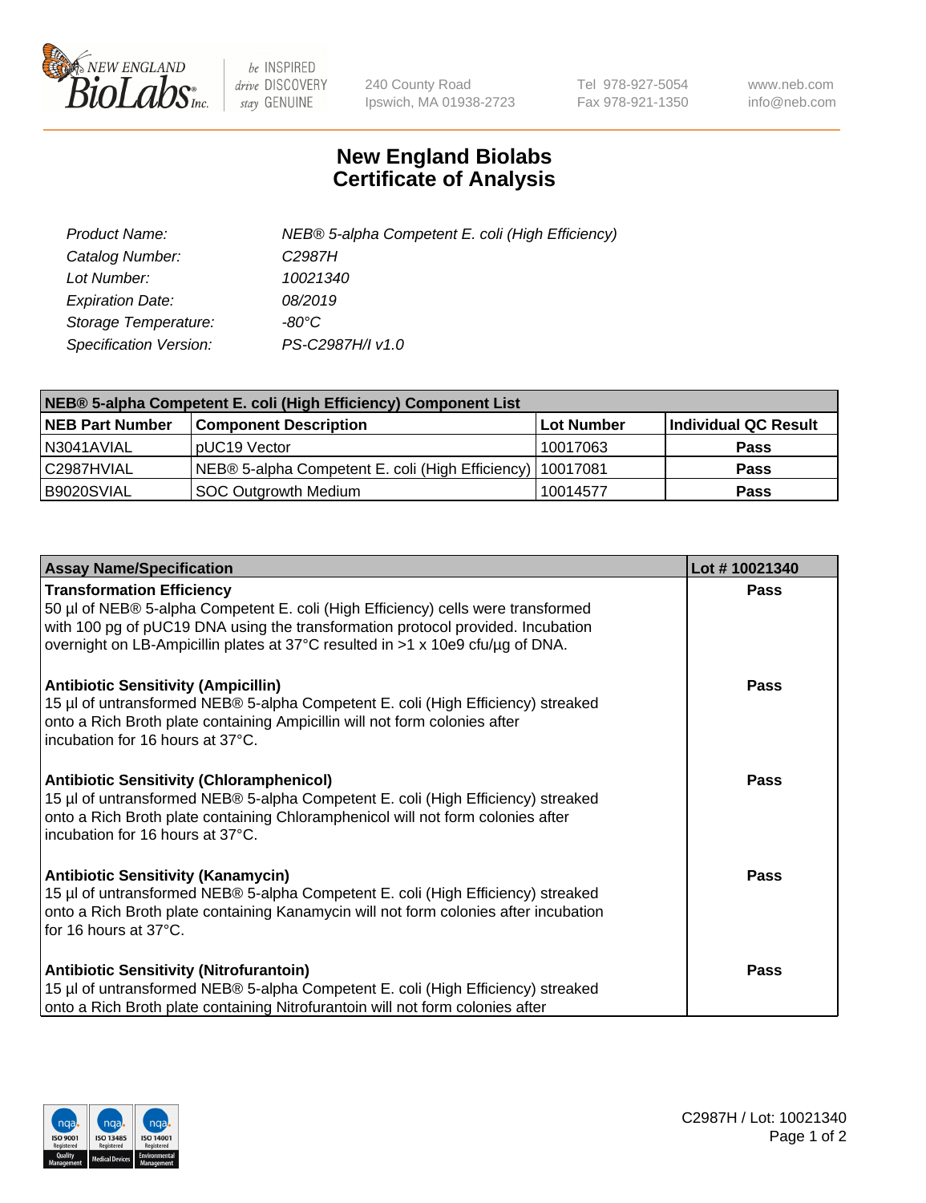# New England Biolabs Certificate of Analysis

| | |
|---|---|
| *Product Name:* | *NEB® 5-alpha Competent E. coli (High Efficiency)* |
| *Catalog Number:* | *C2987H* |
| *Lot Number:* | *10021340* |
| *Expiration Date:* | *08/2019* |
| *Storage Temperature:* | *-80°C* |
| *Specification Version:* | *PS-C2987H/I v1.0* |

| NEB® 5-alpha Competent E. coli (High Efficiency) Component List | | | |
|---|---|---|---|
| **NEB Part Number** | **Component Description** | **Lot Number** | **Individual QC Result** |
| N3041AVIAL | pUC19 Vector | 10017063 | **Pass** |
| C2987HVIAL | NEB® 5-alpha Competent E. coli (High Efficiency) | 10017081 | **Pass** |
| B9020SVIAL | SOC Outgrowth Medium | 10014577 | **Pass** |

| Assay Name/Specification | Lot # 10021340 |
|---|---|
| **Transformation Efficiency**<br>50 µl of NEB® 5-alpha Competent E. coli (High Efficiency) cells were transformed with 100 pg of pUC19 DNA using the transformation protocol provided. Incubation overnight on LB-Ampicillin plates at 37°C resulted in >1 x 10e9 cfu/µg of DNA. | **Pass** |
| **Antibiotic Sensitivity (Ampicillin)**<br>15 µl of untransformed NEB® 5-alpha Competent E. coli (High Efficiency) streaked onto a Rich Broth plate containing Ampicillin will not form colonies after incubation for 16 hours at 37°C. | **Pass** |
| **Antibiotic Sensitivity (Chloramphenicol)**<br>15 µl of untransformed NEB® 5-alpha Competent E. coli (High Efficiency) streaked onto a Rich Broth plate containing Chloramphenicol will not form colonies after incubation for 16 hours at 37°C. | **Pass** |
| **Antibiotic Sensitivity (Kanamycin)**<br>15 µl of untransformed NEB® 5-alpha Competent E. coli (High Efficiency) streaked onto a Rich Broth plate containing Kanamycin will not form colonies after incubation for 16 hours at 37°C. | **Pass** |
| **Antibiotic Sensitivity (Nitrofurantoin)**<br>15 µl of untransformed NEB® 5-alpha Competent E. coli (High Efficiency) streaked onto a Rich Broth plate containing Nitrofurantoin will not form colonies after | **Pass** |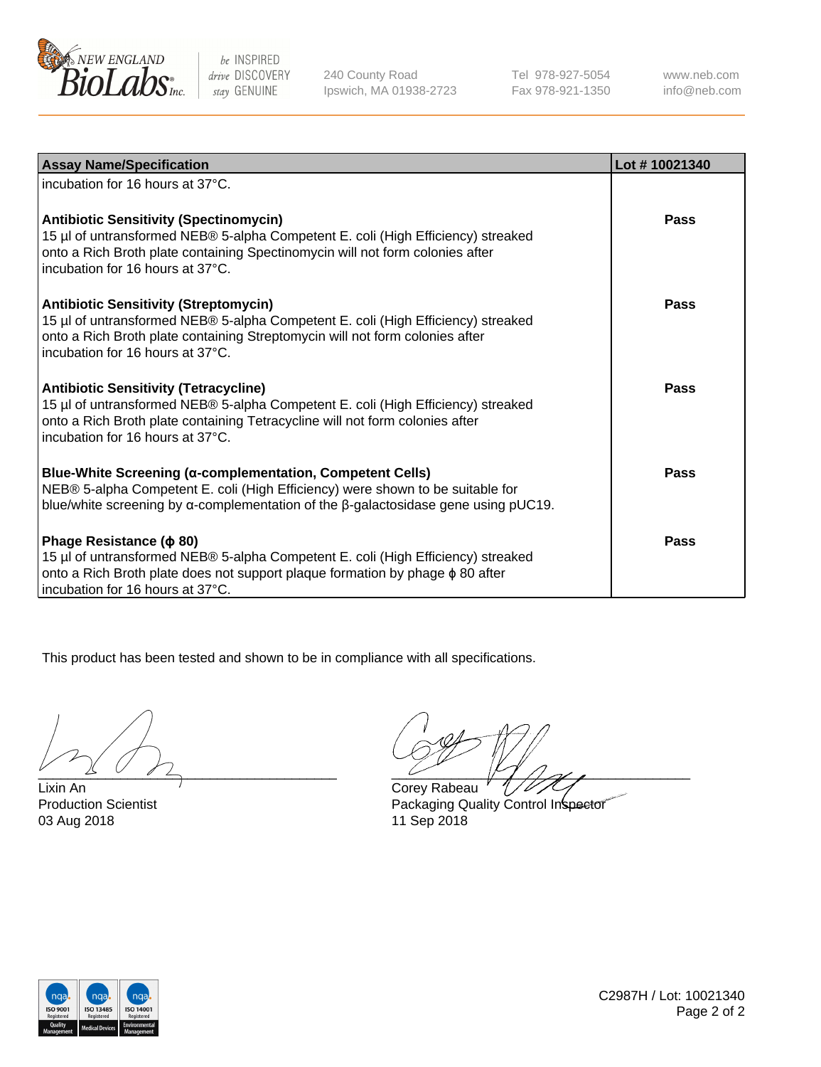| Assay Name/Specification | Lot # 10021340 |
|---|---|
| incubation for 16 hours at 37°C. | |
| **Antibiotic Sensitivity (Spectinomycin)**<br>15 µl of untransformed NEB® 5-alpha Competent E. coli (High Efficiency) streaked onto a Rich Broth plate containing Spectinomycin will not form colonies after incubation for 16 hours at 37°C. | **Pass** |
| **Antibiotic Sensitivity (Streptomycin)**<br>15 µl of untransformed NEB® 5-alpha Competent E. coli (High Efficiency) streaked onto a Rich Broth plate containing Streptomycin will not form colonies after incubation for 16 hours at 37°C. | **Pass** |
| **Antibiotic Sensitivity (Tetracycline)**<br>15 µl of untransformed NEB® 5-alpha Competent E. coli (High Efficiency) streaked onto a Rich Broth plate containing Tetracycline will not form colonies after incubation for 16 hours at 37°C. | **Pass** |
| **Blue-White Screening (α-complementation, Competent Cells)**<br>NEB® 5-alpha Competent E. coli (High Efficiency) were shown to be suitable for blue/white screening by α-complementation of the β-galactosidase gene using pUC19. | **Pass** |
| **Phage Resistance (ϕ 80)**<br>15 µl of untransformed NEB® 5-alpha Competent E. coli (High Efficiency) streaked onto a Rich Broth plate does not support plaque formation by phage ϕ 80 after incubation for 16 hours at 37°C. | **Pass** |

This product has been tested and shown to be in compliance with all specifications.

Lixin An
Production Scientist
03 Aug 2018

Corey Rabeau
Packaging Quality Control Inspector
11 Sep 2018

C2987H / Lot: 10021340